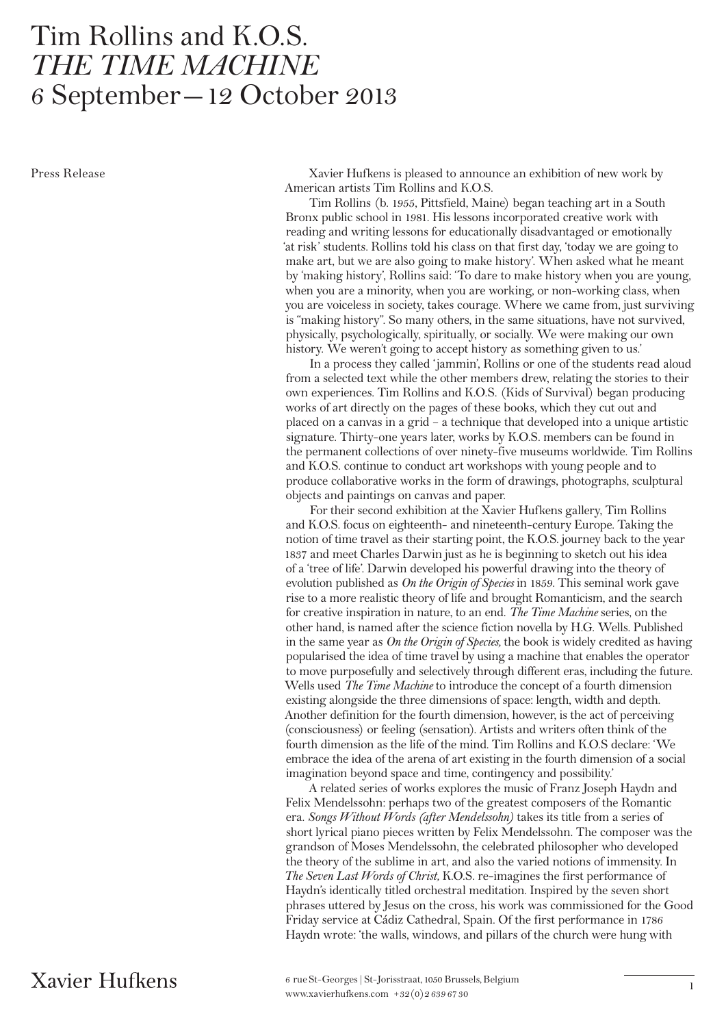# Tim Rollins and K.O.S.
# *THE TIME MACHINE*
# 6 September—12 October 2013

Press Release

Xavier Hufkens is pleased to announce an exhibition of new work by American artists Tim Rollins and K.O.S.

Tim Rollins (b. 1955, Pittsfield, Maine) began teaching art in a South Bronx public school in 1981. His lessons incorporated creative work with reading and writing lessons for educationally disadvantaged or emotionally 'at risk' students. Rollins told his class on that first day, 'today we are going to make art, but we are also going to make history'. When asked what he meant by 'making history', Rollins said: 'To dare to make history when you are young, when you are a minority, when you are working, or non-working class, when you are voiceless in society, takes courage. Where we came from, just surviving is "making history". So many others, in the same situations, have not survived, physically, psychologically, spiritually, or socially. We were making our own history. We weren't going to accept history as something given to us.'

In a process they called 'jammin', Rollins or one of the students read aloud from a selected text while the other members drew, relating the stories to their own experiences. Tim Rollins and K.O.S. (Kids of Survival) began producing works of art directly on the pages of these books, which they cut out and placed on a canvas in a grid – a technique that developed into a unique artistic signature. Thirty-one years later, works by K.O.S. members can be found in the permanent collections of over ninety-five museums worldwide. Tim Rollins and K.O.S. continue to conduct art workshops with young people and to produce collaborative works in the form of drawings, photographs, sculptural objects and paintings on canvas and paper.

For their second exhibition at the Xavier Hufkens gallery, Tim Rollins and K.O.S. focus on eighteenth- and nineteenth-century Europe. Taking the notion of time travel as their starting point, the K.O.S. journey back to the year 1837 and meet Charles Darwin just as he is beginning to sketch out his idea of a 'tree of life'. Darwin developed his powerful drawing into the theory of evolution published as *On the Origin of Species* in 1859. This seminal work gave rise to a more realistic theory of life and brought Romanticism, and the search for creative inspiration in nature, to an end. *The Time Machine* series, on the other hand, is named after the science fiction novella by H.G. Wells. Published in the same year as *On the Origin of Species,* the book is widely credited as having popularised the idea of time travel by using a machine that enables the operator to move purposefully and selectively through different eras, including the future. Wells used *The Time Machine* to introduce the concept of a fourth dimension existing alongside the three dimensions of space: length, width and depth. Another definition for the fourth dimension, however, is the act of perceiving (consciousness) or feeling (sensation). Artists and writers often think of the fourth dimension as the life of the mind. Tim Rollins and K.O.S declare: 'We embrace the idea of the arena of art existing in the fourth dimension of a social imagination beyond space and time, contingency and possibility.'

A related series of works explores the music of Franz Joseph Haydn and Felix Mendelssohn: perhaps two of the greatest composers of the Romantic era. *Songs Without Words (after Mendelssohn)* takes its title from a series of short lyrical piano pieces written by Felix Mendelssohn. The composer was the grandson of Moses Mendelssohn, the celebrated philosopher who developed the theory of the sublime in art, and also the varied notions of immensity. In *The Seven Last Words of Christ,* K.O.S. re-imagines the first performance of Haydn's identically titled orchestral meditation. Inspired by the seven short phrases uttered by Jesus on the cross, his work was commissioned for the Good Friday service at Cádiz Cathedral, Spain. Of the first performance in 1786 Haydn wrote: 'the walls, windows, and pillars of the church were hung with

Xavier Hufkens

6 rue St-Georges | St-Jorisstraat, 1050 Brussels, Belgium
www.xavierhufkens.com +32 (0) 2 639 67 30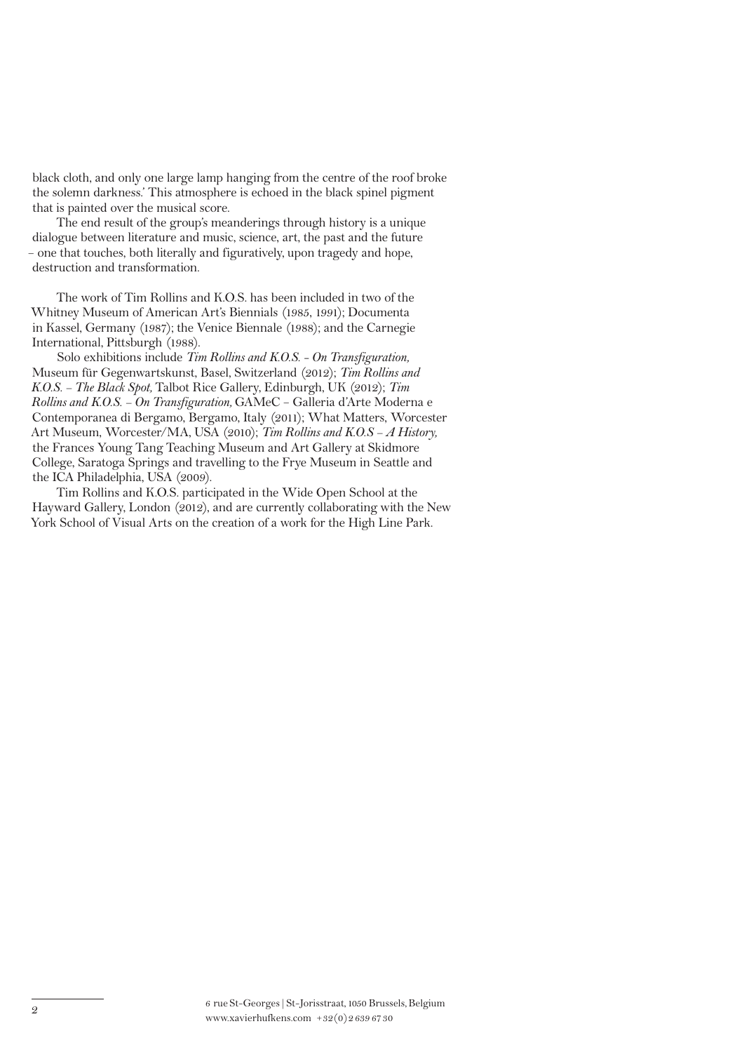black cloth, and only one large lamp hanging from the centre of the roof broke the solemn darkness.' This atmosphere is echoed in the black spinel pigment that is painted over the musical score.

The end result of the group's meanderings through history is a unique dialogue between literature and music, science, art, the past and the future – one that touches, both literally and figuratively, upon tragedy and hope, destruction and transformation.

The work of Tim Rollins and K.O.S. has been included in two of the Whitney Museum of American Art's Biennials (1985, 1991); Documenta in Kassel, Germany (1987); the Venice Biennale (1988); and the Carnegie International, Pittsburgh (1988).

Solo exhibitions include *Tim Rollins and K.O.S. - On Transfiguration,* Museum für Gegenwartskunst, Basel, Switzerland (2012); *Tim Rollins and K.O.S. – The Black Spot,* Talbot Rice Gallery, Edinburgh, UK (2012); *Tim Rollins and K.O.S. – On Transfiguration,* GAMeC – Galleria d'Arte Moderna e Contemporanea di Bergamo, Bergamo, Italy (2011); What Matters, Worcester Art Museum, Worcester/MA, USA (2010); *Tim Rollins and K.O.S – A History,* the Frances Young Tang Teaching Museum and Art Gallery at Skidmore College, Saratoga Springs and travelling to the Frye Museum in Seattle and the ICA Philadelphia, USA (2009).

Tim Rollins and K.O.S. participated in the Wide Open School at the Hayward Gallery, London (2012), and are currently collaborating with the New York School of Visual Arts on the creation of a work for the High Line Park.

6 rue St-Georges | St-Jorisstraat, 1050 Brussels, Belgium
www.xavierhufkens.com +32 (0) 2 639 67 30